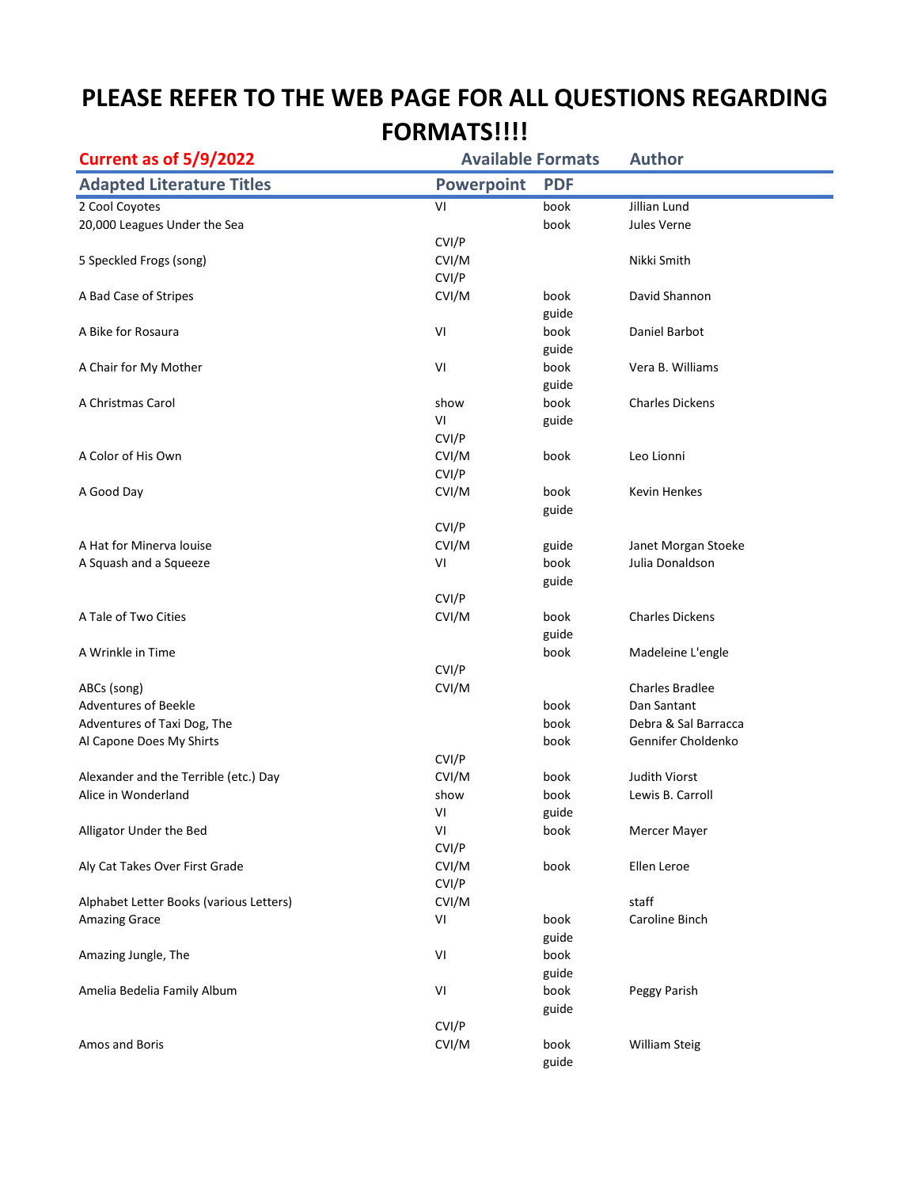# PLEASE REFER TO THE WEB PAGE FOR ALL QUESTIONS REGARDING FORMATS!!!!

**Current as of 5/9/2022**

| Adapted Literature Titles | Available Formats: Powerpoint | PDF | Author |
|---|---|---|---|
| 2 Cool Coyotes | VI | book | Jillian Lund |
| 20,000 Leagues Under the Sea | | book | Jules Verne |
| | CVI/P | | |
| 5 Speckled Frogs (song) | CVI/M | | Nikki Smith |
| | CVI/P | | |
| A Bad Case of Stripes | CVI/M | book | David Shannon |
| | | guide | |
| A Bike for Rosaura | VI | book | Daniel Barbot |
| | | guide | |
| A Chair for My Mother | VI | book | Vera B. Williams |
| | | guide | |
| A Christmas Carol | show | book | Charles Dickens |
| | VI | guide | |
| | CVI/P | | |
| A Color of His Own | CVI/M | book | Leo Lionni |
| | CVI/P | | |
| A Good Day | CVI/M | book | Kevin Henkes |
| | | guide | |
| | CVI/P | | |
| A Hat for Minerva louise | CVI/M | guide | Janet Morgan Stoeke |
| A Squash and a Squeeze | VI | book | Julia Donaldson |
| | | guide | |
| | CVI/P | | |
| A Tale of Two Cities | CVI/M | book | Charles Dickens |
| | | guide | |
| A Wrinkle in Time | | book | Madeleine L'engle |
| | CVI/P | | |
| ABCs (song) | CVI/M | | Charles Bradlee |
| Adventures of Beekle | | book | Dan Santant |
| Adventures of Taxi Dog, The | | book | Debra & Sal Barracca |
| Al Capone Does My Shirts | | book | Gennifer Choldenko |
| | CVI/P | | |
| Alexander and the Terrible (etc.) Day | CVI/M | book | Judith Viorst |
| Alice in Wonderland | show | book | Lewis B. Carroll |
| | VI | guide | |
| Alligator Under the Bed | VI | book | Mercer Mayer |
| | CVI/P | | |
| Aly Cat Takes Over First Grade | CVI/M | book | Ellen Leroe |
| | CVI/P | | |
| Alphabet Letter Books (various Letters) | CVI/M | | staff |
| Amazing Grace | VI | book | Caroline Binch |
| | | guide | |
| Amazing Jungle, The | VI | book | |
| | | guide | |
| Amelia Bedelia Family Album | VI | book | Peggy Parish |
| | | guide | |
| | CVI/P | | |
| Amos and Boris | CVI/M | book | William Steig |
| | | guide | |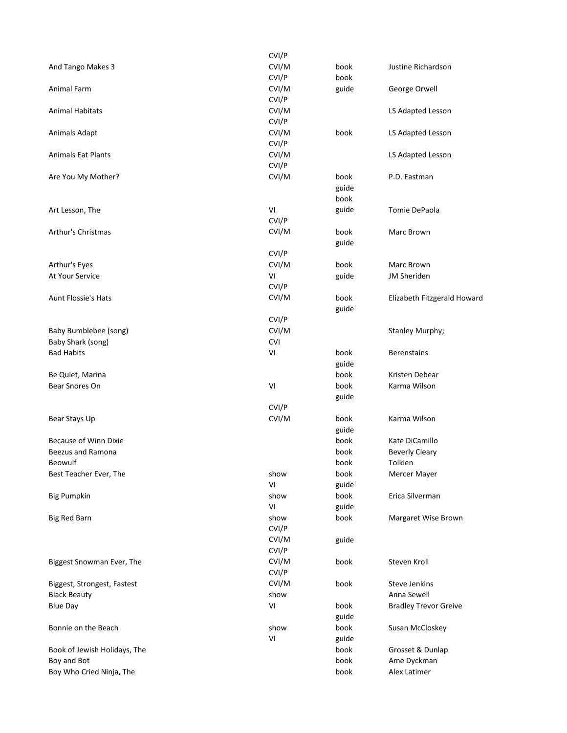| Title | Format | Type | Author/Source |
|---|---|---|---|
| | CVI/P | | |
| And Tango Makes 3 | CVI/M | book | Justine Richardson |
| | CVI/P | book | |
| Animal Farm | CVI/M | guide | George Orwell |
| | CVI/P | | |
| Animal Habitats | CVI/M | | LS Adapted Lesson |
| | CVI/P | | |
| Animals Adapt | CVI/M | book | LS Adapted Lesson |
| | CVI/P | | |
| Animals Eat Plants | CVI/M | | LS Adapted Lesson |
| | CVI/P | | |
| Are You My Mother? | CVI/M | book | P.D. Eastman |
| | | guide | |
| | | book | |
| Art Lesson, The | VI | guide | Tomie DePaola |
| | CVI/P | | |
| Arthur's Christmas | CVI/M | book | Marc Brown |
| | | guide | |
| | CVI/P | | |
| Arthur's Eyes | CVI/M | book | Marc Brown |
| At Your Service | VI | guide | JM Sheriden |
| | CVI/P | | |
| Aunt Flossie's Hats | CVI/M | book | Elizabeth Fitzgerald Howard |
| | | guide | |
| | CVI/P | | |
| Baby Bumblebee (song) | CVI/M | | Stanley Murphy; |
| Baby Shark (song) | CVI | | |
| Bad Habits | VI | book | Berenstains |
| | | guide | |
| Be Quiet, Marina | | book | Kristen Debear |
| Bear Snores On | VI | book | Karma Wilson |
| | | guide | |
| | CVI/P | | |
| Bear Stays Up | CVI/M | book | Karma Wilson |
| | | guide | |
| Because of Winn Dixie | | book | Kate DiCamillo |
| Beezus and Ramona | | book | Beverly Cleary |
| Beowulf | | book | Tolkien |
| Best Teacher Ever, The | show | book | Mercer Mayer |
| | VI | guide | |
| Big Pumpkin | show | book | Erica Silverman |
| | VI | guide | |
| Big Red Barn | show | book | Margaret Wise Brown |
| | CVI/P | | |
| | CVI/M | guide | |
| | CVI/P | | |
| Biggest Snowman Ever, The | CVI/M | book | Steven Kroll |
| | CVI/P | | |
| Biggest, Strongest, Fastest | CVI/M | book | Steve Jenkins |
| Black Beauty | show | | Anna Sewell |
| Blue Day | VI | book | Bradley Trevor Greive |
| | | guide | |
| Bonnie on the Beach | show | book | Susan McCloskey |
| | VI | guide | |
| Book of Jewish Holidays, The | | book | Grosset & Dunlap |
| Boy and Bot | | book | Ame Dyckman |
| Boy Who Cried Ninja, The | | book | Alex Latimer |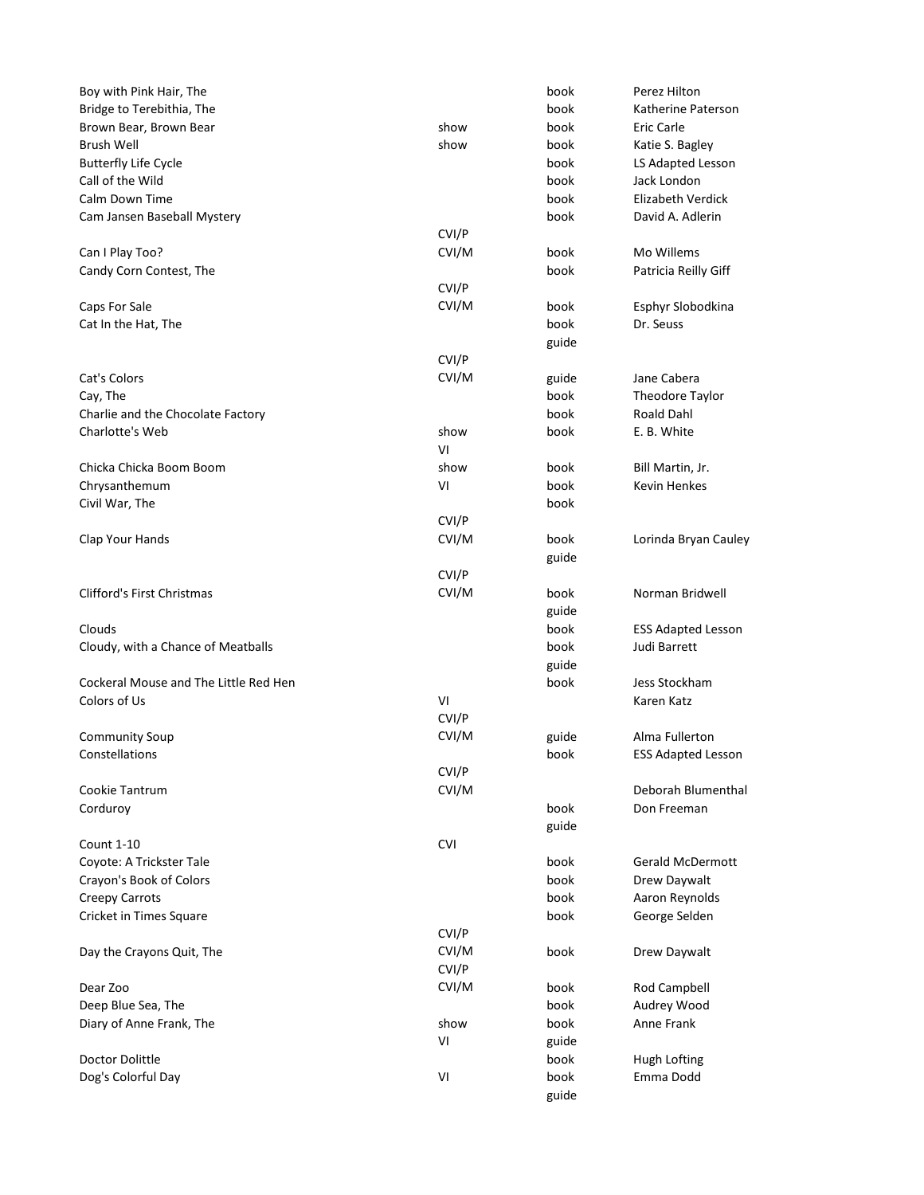| | | | |
|---|---|---|---|
| Boy with Pink Hair, The | | book | Perez Hilton |
| Bridge to Terebithia, The | | book | Katherine Paterson |
| Brown Bear, Brown Bear | show | book | Eric Carle |
| Brush Well | show | book | Katie S. Bagley |
| Butterfly Life Cycle | | book | LS Adapted Lesson |
| Call of the Wild | | book | Jack London |
| Calm Down Time | | book | Elizabeth Verdick |
| Cam Jansen Baseball Mystery | | book | David A. Adlerin |
| | CVI/P | | |
| Can I Play Too? | CVI/M | book | Mo Willems |
| Candy Corn Contest, The | | book | Patricia Reilly Giff |
| | CVI/P | | |
| Caps For Sale | CVI/M | book | Esphyr Slobodkina |
| Cat In the Hat, The | | book | Dr. Seuss |
| | | guide | |
| | CVI/P | | |
| Cat's Colors | CVI/M | guide | Jane Cabera |
| Cay, The | | book | Theodore Taylor |
| Charlie and the Chocolate Factory | | book | Roald Dahl |
| Charlotte's Web | show | book | E. B. White |
| | VI | | |
| Chicka Chicka Boom Boom | show | book | Bill Martin, Jr. |
| Chrysanthemum | VI | book | Kevin Henkes |
| Civil War, The | | book | |
| | CVI/P | | |
| Clap Your Hands | CVI/M | book | Lorinda Bryan Cauley |
| | | guide | |
| | CVI/P | | |
| Clifford's First Christmas | CVI/M | book | Norman Bridwell |
| | | guide | |
| Clouds | | book | ESS Adapted Lesson |
| Cloudy, with a Chance of Meatballs | | book | Judi Barrett |
| | | guide | |
| Cockeral Mouse and The Little Red Hen | | book | Jess Stockham |
| Colors of Us | VI | | Karen Katz |
| | CVI/P | | |
| Community Soup | CVI/M | guide | Alma Fullerton |
| Constellations | | book | ESS Adapted Lesson |
| | CVI/P | | |
| Cookie Tantrum | CVI/M | | Deborah Blumenthal |
| Corduroy | | book | Don Freeman |
| | | guide | |
| Count 1-10 | CVI | | |
| Coyote: A Trickster Tale | | book | Gerald McDermott |
| Crayon's Book of Colors | | book | Drew Daywalt |
| Creepy Carrots | | book | Aaron Reynolds |
| Cricket in Times Square | | book | George Selden |
| | CVI/P | | |
| Day the Crayons Quit, The | CVI/M | book | Drew Daywalt |
| | CVI/P | | |
| Dear Zoo | CVI/M | book | Rod Campbell |
| Deep Blue Sea, The | | book | Audrey Wood |
| Diary of Anne Frank, The | show | book | Anne Frank |
| | VI | guide | |
| Doctor Dolittle | | book | Hugh Lofting |
| Dog's Colorful Day | VI | book | Emma Dodd |
| | | guide | |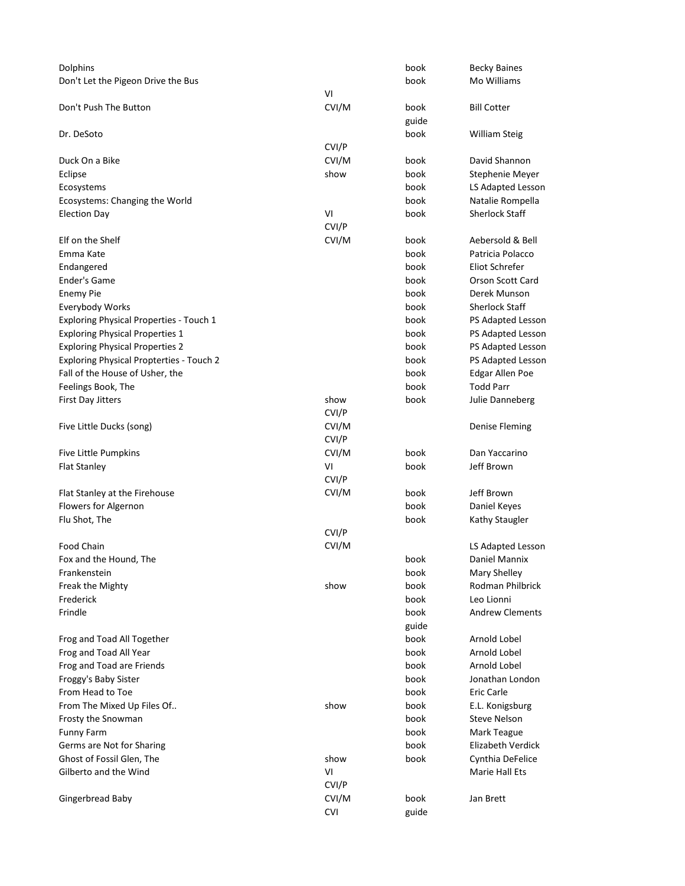| | | | |
|---|---|---|---|
| Dolphins | | book | Becky Baines |
| Don't Let the Pigeon Drive the Bus | | book | Mo Williams |
| | VI | | |
| Don't Push The Button | CVI/M | book | Bill Cotter |
| | | guide | |
| Dr. DeSoto | | book | William Steig |
| | CVI/P | | |
| Duck On a Bike | CVI/M | book | David Shannon |
| Eclipse | show | book | Stephenie Meyer |
| Ecosystems | | book | LS Adapted Lesson |
| Ecosystems: Changing the World | | book | Natalie Rompella |
| Election Day | VI | book | Sherlock Staff |
| | CVI/P | | |
| Elf on the Shelf | CVI/M | book | Aebersold & Bell |
| Emma Kate | | book | Patricia Polacco |
| Endangered | | book | Eliot Schrefer |
| Ender's Game | | book | Orson Scott Card |
| Enemy Pie | | book | Derek Munson |
| Everybody Works | | book | Sherlock Staff |
| Exploring Physical Properties - Touch 1 | | book | PS Adapted Lesson |
| Exploring Physical Properties 1 | | book | PS Adapted Lesson |
| Exploring Physical Properties 2 | | book | PS Adapted Lesson |
| Exploring Physical Propterties - Touch 2 | | book | PS Adapted Lesson |
| Fall of the House of Usher, the | | book | Edgar Allen Poe |
| Feelings Book, The | | book | Todd Parr |
| First Day Jitters | show | book | Julie Danneberg |
| | CVI/P | | |
| Five Little Ducks (song) | CVI/M | | Denise Fleming |
| | CVI/P | | |
| Five Little Pumpkins | CVI/M | book | Dan Yaccarino |
| Flat Stanley | VI | book | Jeff Brown |
| | CVI/P | | |
| Flat Stanley at the Firehouse | CVI/M | book | Jeff Brown |
| Flowers for Algernon | | book | Daniel Keyes |
| Flu Shot, The | | book | Kathy Staugler |
| | CVI/P | | |
| Food Chain | CVI/M | | LS Adapted Lesson |
| Fox and the Hound, The | | book | Daniel Mannix |
| Frankenstein | | book | Mary Shelley |
| Freak the Mighty | show | book | Rodman Philbrick |
| Frederick | | book | Leo Lionni |
| Frindle | | book | Andrew Clements |
| | | guide | |
| Frog and Toad All Together | | book | Arnold Lobel |
| Frog and Toad All Year | | book | Arnold Lobel |
| Frog and Toad are Friends | | book | Arnold Lobel |
| Froggy's Baby Sister | | book | Jonathan London |
| From Head to Toe | | book | Eric Carle |
| From The Mixed Up Files Of.. | show | book | E.L. Konigsburg |
| Frosty the Snowman | | book | Steve Nelson |
| Funny Farm | | book | Mark Teague |
| Germs are Not for Sharing | | book | Elizabeth Verdick |
| Ghost of Fossil Glen, The | show | book | Cynthia DeFelice |
| Gilberto and the Wind | VI | | Marie Hall Ets |
| | CVI/P | | |
| Gingerbread Baby | CVI/M | book | Jan Brett |
| | CVI | guide | |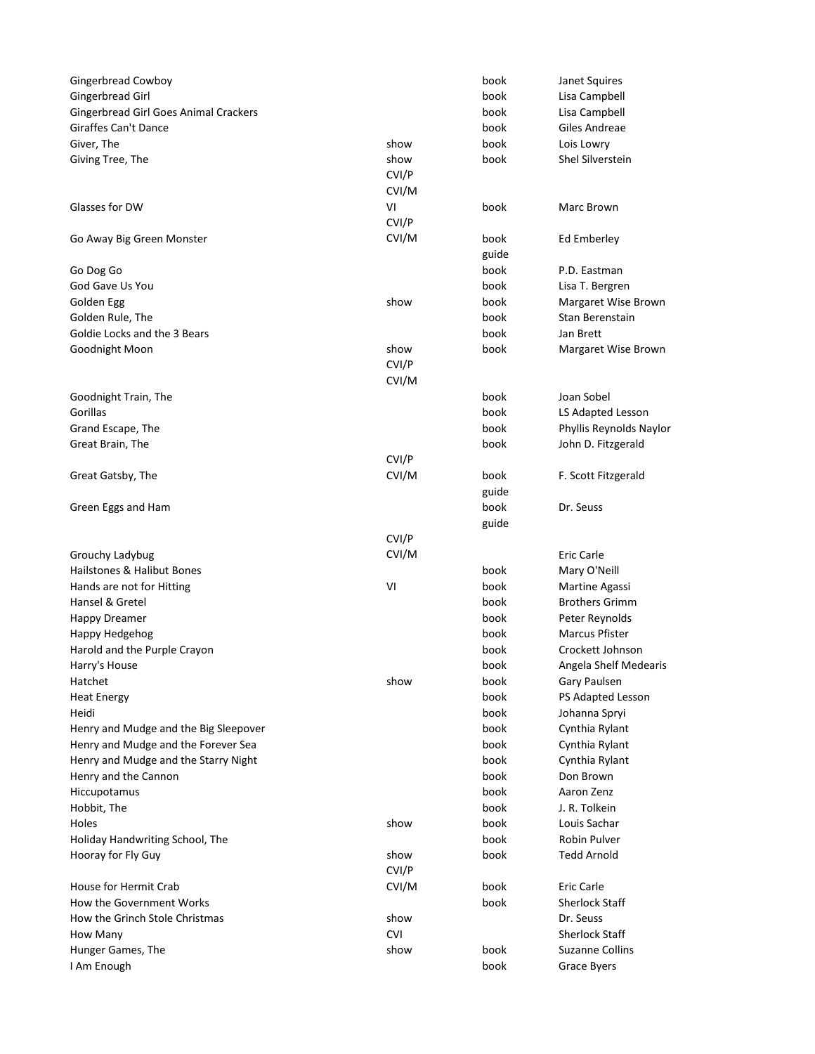| | | | |
|---|---|---|---|
| Gingerbread Cowboy | | book | Janet Squires |
| Gingerbread Girl | | book | Lisa Campbell |
| Gingerbread Girl Goes Animal Crackers | | book | Lisa Campbell |
| Giraffes Can't Dance | | book | Giles Andreae |
| Giver, The | show | book | Lois Lowry |
| Giving Tree, The | show | book | Shel Silverstein |
| | CVI/P | | |
| | CVI/M | | |
| Glasses for DW | VI | book | Marc Brown |
| | CVI/P | | |
| Go Away Big Green Monster | CVI/M | book | Ed Emberley |
| | | guide | |
| Go Dog Go | | book | P.D. Eastman |
| God Gave Us You | | book | Lisa T. Bergren |
| Golden Egg | show | book | Margaret Wise Brown |
| Golden Rule, The | | book | Stan Berenstain |
| Goldie Locks and the 3 Bears | | book | Jan Brett |
| Goodnight Moon | show | book | Margaret Wise Brown |
| | CVI/P | | |
| | CVI/M | | |
| Goodnight Train, The | | book | Joan Sobel |
| Gorillas | | book | LS Adapted Lesson |
| Grand Escape, The | | book | Phyllis Reynolds Naylor |
| Great Brain, The | | book | John D. Fitzgerald |
| | CVI/P | | |
| Great Gatsby, The | CVI/M | book | F. Scott Fitzgerald |
| | | guide | |
| Green Eggs and Ham | | book | Dr. Seuss |
| | | guide | |
| | CVI/P | | |
| Grouchy Ladybug | CVI/M | | Eric Carle |
| Hailstones & Halibut Bones | | book | Mary O'Neill |
| Hands are not for Hitting | VI | book | Martine Agassi |
| Hansel & Gretel | | book | Brothers Grimm |
| Happy Dreamer | | book | Peter Reynolds |
| Happy Hedgehog | | book | Marcus Pfister |
| Harold and the Purple Crayon | | book | Crockett Johnson |
| Harry's House | | book | Angela Shelf Medearis |
| Hatchet | show | book | Gary Paulsen |
| Heat Energy | | book | PS Adapted Lesson |
| Heidi | | book | Johanna Spryi |
| Henry and Mudge and the Big Sleepover | | book | Cynthia Rylant |
| Henry and Mudge and the Forever Sea | | book | Cynthia Rylant |
| Henry and Mudge and the Starry Night | | book | Cynthia Rylant |
| Henry and the Cannon | | book | Don Brown |
| Hiccupotamus | | book | Aaron Zenz |
| Hobbit, The | | book | J. R. Tolkein |
| Holes | show | book | Louis Sachar |
| Holiday Handwriting School, The | | book | Robin Pulver |
| Hooray for Fly Guy | show | book | Tedd Arnold |
| | CVI/P | | |
| House for Hermit Crab | CVI/M | book | Eric Carle |
| How the Government Works | | book | Sherlock Staff |
| How the Grinch Stole Christmas | show | | Dr. Seuss |
| How Many | CVI | | Sherlock Staff |
| Hunger Games, The | show | book | Suzanne Collins |
| I Am Enough | | book | Grace Byers |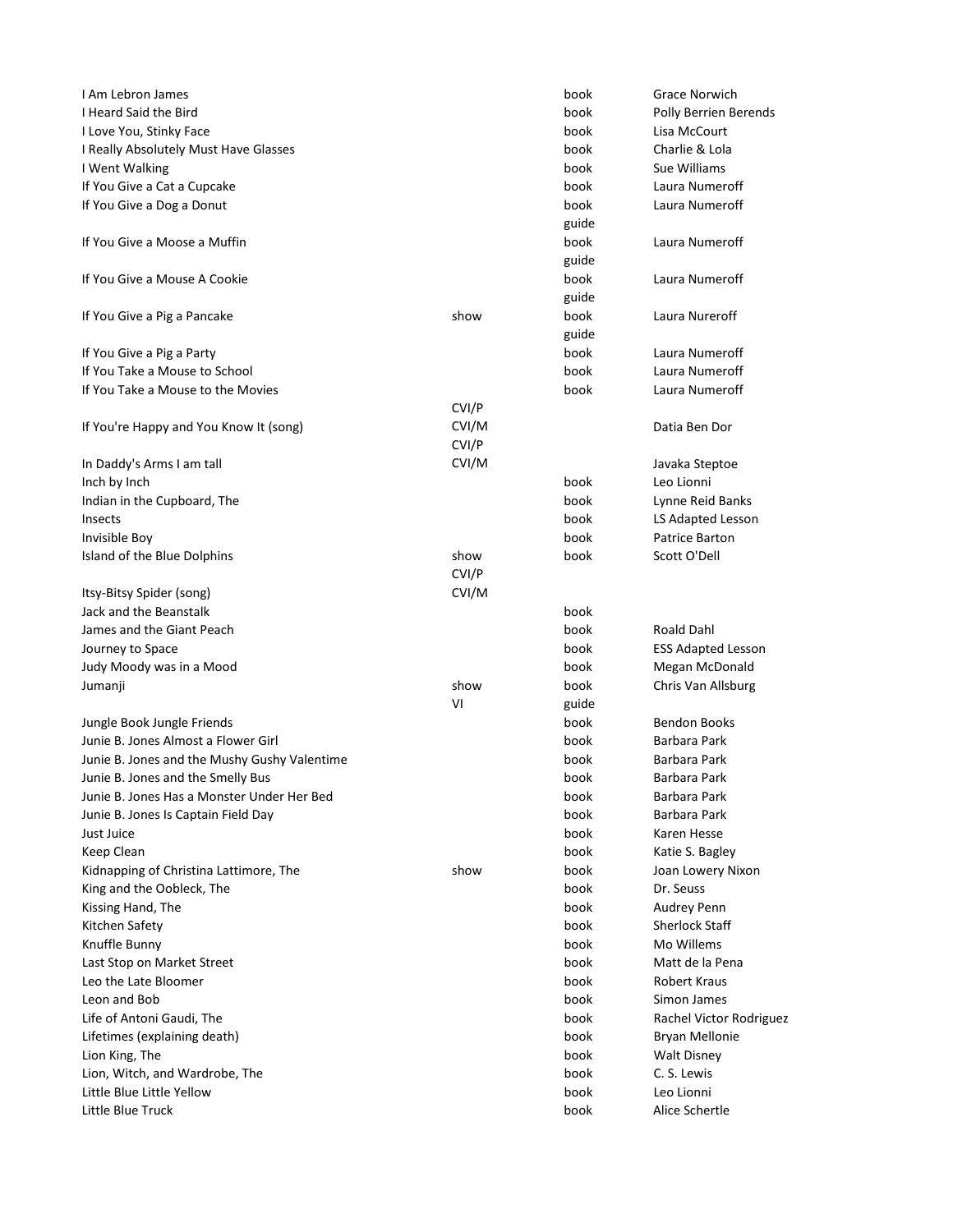| | | | |
|---|---|---|---|
| I Am Lebron James | | book | Grace Norwich |
| I Heard Said the Bird | | book | Polly Berrien Berends |
| I Love You, Stinky Face | | book | Lisa McCourt |
| I Really Absolutely Must Have Glasses | | book | Charlie & Lola |
| I Went Walking | | book | Sue Williams |
| If You Give a Cat a Cupcake | | book | Laura Numeroff |
| If You Give a Dog a Donut | | book | Laura Numeroff |
| | | guide | |
| If You Give a Moose a Muffin | | book | Laura Numeroff |
| | | guide | |
| If You Give a Mouse A Cookie | | book | Laura Numeroff |
| | | guide | |
| If You Give a Pig a Pancake | show | book | Laura Nureroff |
| | | guide | |
| If You Give a Pig a Party | | book | Laura Numeroff |
| If You Take a Mouse to School | | book | Laura Numeroff |
| If You Take a Mouse to the Movies | | book | Laura Numeroff |
| | CVI/P | | |
| If You're Happy and You Know It (song) | CVI/M | | Datia Ben Dor |
| | CVI/P | | |
| In Daddy's Arms I am tall | CVI/M | | Javaka Steptoe |
| Inch by Inch | | book | Leo Lionni |
| Indian in the Cupboard, The | | book | Lynne Reid Banks |
| Insects | | book | LS Adapted Lesson |
| Invisible Boy | | book | Patrice Barton |
| Island of the Blue Dolphins | show | book | Scott O'Dell |
| | CVI/P | | |
| Itsy-Bitsy Spider (song) | CVI/M | | |
| Jack and the Beanstalk | | book | |
| James and the Giant Peach | | book | Roald Dahl |
| Journey to Space | | book | ESS Adapted Lesson |
| Judy Moody was in a Mood | | book | Megan McDonald |
| Jumanji | show | book | Chris Van Allsburg |
| | VI | guide | |
| Jungle Book Jungle Friends | | book | Bendon Books |
| Junie B. Jones Almost a Flower Girl | | book | Barbara Park |
| Junie B. Jones and the Mushy Gushy Valentime | | book | Barbara Park |
| Junie B. Jones and the Smelly Bus | | book | Barbara Park |
| Junie B. Jones Has a Monster Under Her Bed | | book | Barbara Park |
| Junie B. Jones Is Captain Field Day | | book | Barbara Park |
| Just Juice | | book | Karen Hesse |
| Keep Clean | | book | Katie S. Bagley |
| Kidnapping of Christina Lattimore, The | show | book | Joan Lowery Nixon |
| King and the Oobleck, The | | book | Dr. Seuss |
| Kissing Hand, The | | book | Audrey Penn |
| Kitchen Safety | | book | Sherlock Staff |
| Knuffle Bunny | | book | Mo Willems |
| Last Stop on Market Street | | book | Matt de la Pena |
| Leo the Late Bloomer | | book | Robert Kraus |
| Leon and Bob | | book | Simon James |
| Life of Antoni Gaudi, The | | book | Rachel Victor Rodriguez |
| Lifetimes (explaining death) | | book | Bryan Mellonie |
| Lion King, The | | book | Walt Disney |
| Lion, Witch, and Wardrobe, The | | book | C. S. Lewis |
| Little Blue Little Yellow | | book | Leo Lionni |
| Little Blue Truck | | book | Alice Schertle |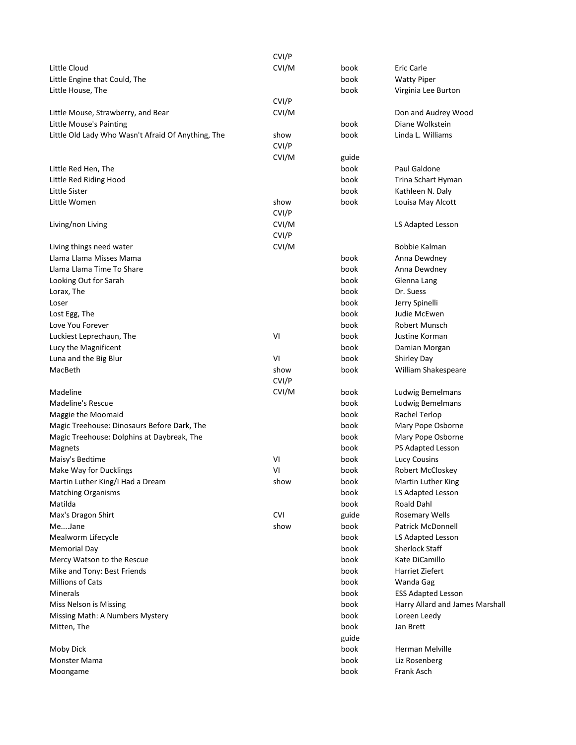| | | | |
|---|---|---|---|
| | CVI/P | | |
| Little Cloud | CVI/M | book | Eric Carle |
| Little Engine that Could, The | | book | Watty Piper |
| Little House, The | | book | Virginia Lee Burton |
| | CVI/P | | |
| Little Mouse, Strawberry, and Bear | CVI/M | | Don and Audrey Wood |
| Little Mouse's Painting | | book | Diane Wolkstein |
| Little Old Lady Who Wasn't Afraid Of Anything, The | show | book | Linda L. Williams |
| | CVI/P | | |
| | CVI/M | guide | |
| Little Red Hen, The | | book | Paul Galdone |
| Little Red Riding Hood | | book | Trina Schart Hyman |
| Little Sister | | book | Kathleen N. Daly |
| Little Women | show | book | Louisa May Alcott |
| | CVI/P | | |
| Living/non Living | CVI/M | | LS Adapted Lesson |
| | CVI/P | | |
| Living things need water | CVI/M | | Bobbie Kalman |
| Llama Llama Misses Mama | | book | Anna Dewdney |
| Llama Llama Time To Share | | book | Anna Dewdney |
| Looking Out for Sarah | | book | Glenna Lang |
| Lorax, The | | book | Dr. Suess |
| Loser | | book | Jerry Spinelli |
| Lost Egg, The | | book | Judie McEwen |
| Love You Forever | | book | Robert Munsch |
| Luckiest Leprechaun, The | VI | book | Justine Korman |
| Lucy the Magnificent | | book | Damian Morgan |
| Luna and the Big Blur | VI | book | Shirley Day |
| MacBeth | show | book | William Shakespeare |
| | CVI/P | | |
| Madeline | CVI/M | book | Ludwig Bemelmans |
| Madeline's Rescue | | book | Ludwig Bemelmans |
| Maggie the Moomaid | | book | Rachel Terlop |
| Magic Treehouse: Dinosaurs Before Dark, The | | book | Mary Pope Osborne |
| Magic Treehouse: Dolphins at Daybreak, The | | book | Mary Pope Osborne |
| Magnets | | book | PS Adapted Lesson |
| Maisy's Bedtime | VI | book | Lucy Cousins |
| Make Way for Ducklings | VI | book | Robert McCloskey |
| Martin Luther King/I Had a Dream | show | book | Martin Luther King |
| Matching Organisms | | book | LS Adapted Lesson |
| Matilda | | book | Roald Dahl |
| Max's Dragon Shirt | CVI | guide | Rosemary Wells |
| Me....Jane | show | book | Patrick McDonnell |
| Mealworm Lifecycle | | book | LS Adapted Lesson |
| Memorial Day | | book | Sherlock Staff |
| Mercy Watson to the Rescue | | book | Kate DiCamillo |
| Mike and Tony: Best Friends | | book | Harriet Ziefert |
| Millions of Cats | | book | Wanda Gag |
| Minerals | | book | ESS Adapted Lesson |
| Miss Nelson is Missing | | book | Harry Allard and James Marshall |
| Missing Math: A Numbers Mystery | | book | Loreen Leedy |
| Mitten, The | | book | Jan Brett |
| | | guide | |
| Moby Dick | | book | Herman Melville |
| Monster Mama | | book | Liz Rosenberg |
| Moongame | | book | Frank Asch |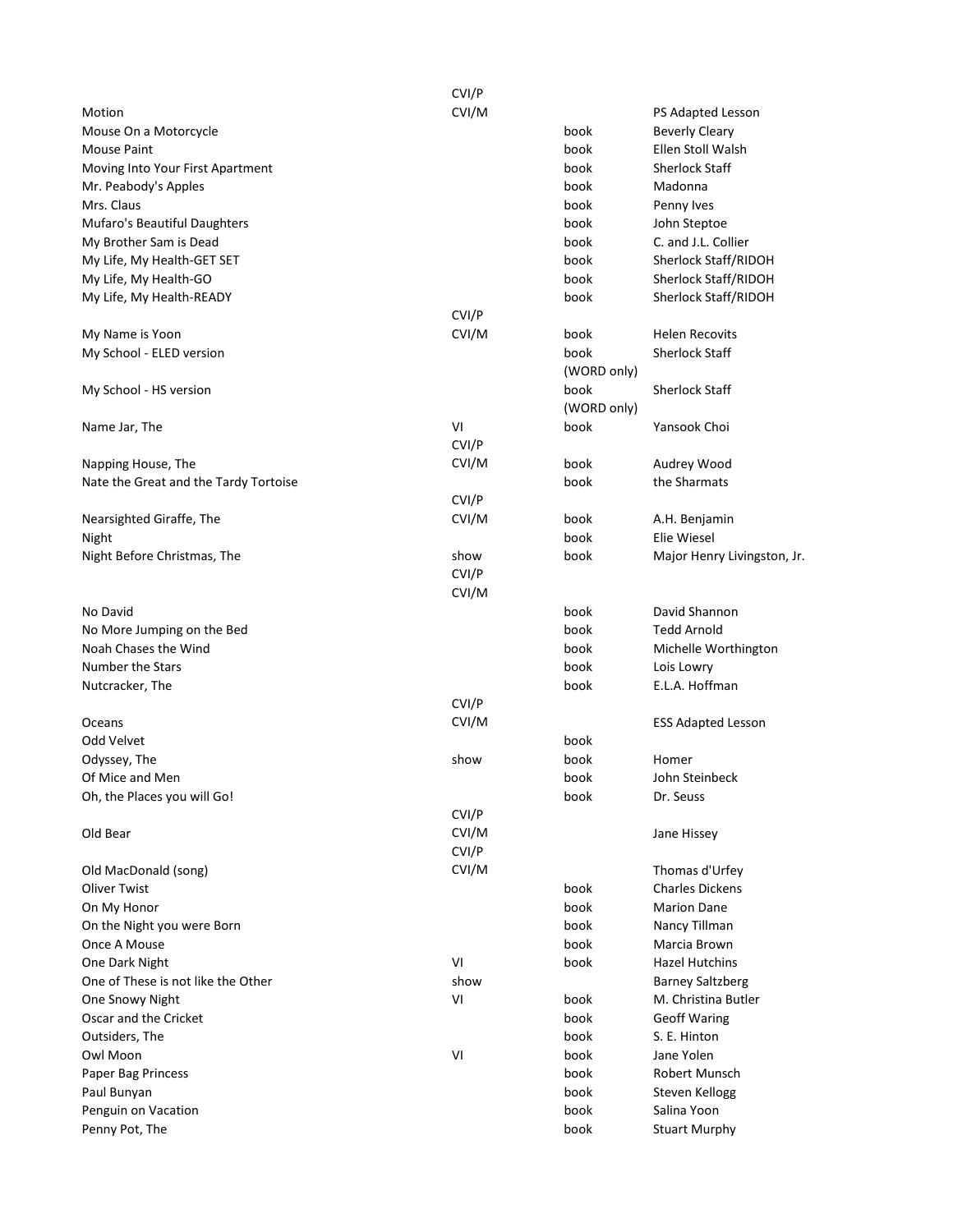| | | | |
|---|---|---|---|
| | CVI/P | | |
| Motion | CVI/M | | PS Adapted Lesson |
| Mouse On a Motorcycle | | book | Beverly Cleary |
| Mouse Paint | | book | Ellen Stoll Walsh |
| Moving Into Your First Apartment | | book | Sherlock Staff |
| Mr. Peabody's Apples | | book | Madonna |
| Mrs. Claus | | book | Penny Ives |
| Mufaro's Beautiful Daughters | | book | John Steptoe |
| My Brother Sam is Dead | | book | C. and J.L. Collier |
| My Life, My Health-GET SET | | book | Sherlock Staff/RIDOH |
| My Life, My Health-GO | | book | Sherlock Staff/RIDOH |
| My Life, My Health-READY | | book | Sherlock Staff/RIDOH |
| | CVI/P | | |
| My Name is Yoon | CVI/M | book | Helen Recovits |
| My School - ELED version | | book (WORD only) | Sherlock Staff |
| My School - HS version | | book (WORD only) | Sherlock Staff |
| Name Jar, The | VI | book | Yansook Choi |
| | CVI/P | | |
| Napping House, The | CVI/M | book | Audrey Wood |
| Nate the Great and the Tardy Tortoise | | book | the Sharmats |
| | CVI/P | | |
| Nearsighted Giraffe, The | CVI/M | book | A.H. Benjamin |
| Night | | book | Elie Wiesel |
| Night Before Christmas, The | show | book | Major Henry Livingston, Jr. |
| | CVI/P | | |
| | CVI/M | | |
| No David | | book | David Shannon |
| No More Jumping on the Bed | | book | Tedd Arnold |
| Noah Chases the Wind | | book | Michelle Worthington |
| Number the Stars | | book | Lois Lowry |
| Nutcracker, The | | book | E.L.A. Hoffman |
| | CVI/P | | |
| Oceans | CVI/M | | ESS Adapted Lesson |
| Odd Velvet | | book | |
| Odyssey, The | show | book | Homer |
| Of Mice and Men | | book | John Steinbeck |
| Oh, the Places you will Go! | | book | Dr. Seuss |
| | CVI/P | | |
| Old Bear | CVI/M | | Jane Hissey |
| | CVI/P | | |
| Old MacDonald (song) | CVI/M | | Thomas d'Urfey |
| Oliver Twist | | book | Charles Dickens |
| On My Honor | | book | Marion Dane |
| On the Night you were Born | | book | Nancy Tillman |
| Once A Mouse | | book | Marcia Brown |
| One Dark Night | VI | book | Hazel Hutchins |
| One of These is not like the Other | show | | Barney Saltzberg |
| One Snowy Night | VI | book | M. Christina Butler |
| Oscar and the Cricket | | book | Geoff Waring |
| Outsiders, The | | book | S. E. Hinton |
| Owl Moon | VI | book | Jane Yolen |
| Paper Bag Princess | | book | Robert Munsch |
| Paul Bunyan | | book | Steven Kellogg |
| Penguin on Vacation | | book | Salina Yoon |
| Penny Pot, The | | book | Stuart Murphy |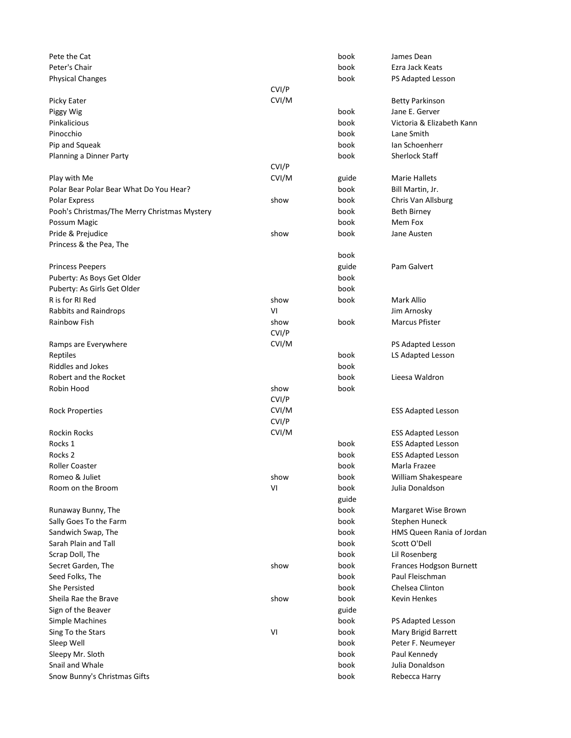| | | | |
|---|---|---|---|
| Pete the Cat | | book | James Dean |
| Peter's Chair | | book | Ezra Jack Keats |
| Physical Changes | | book | PS Adapted Lesson |
| | CVI/P | | |
| Picky Eater | CVI/M | | Betty Parkinson |
| Piggy Wig | | book | Jane E. Gerver |
| Pinkalicious | | book | Victoria & Elizabeth Kann |
| Pinocchio | | book | Lane Smith |
| Pip and Squeak | | book | Ian Schoenherr |
| Planning a Dinner Party | | book | Sherlock Staff |
| | CVI/P | | |
| Play with Me | CVI/M | guide | Marie Hallets |
| Polar Bear Polar Bear What Do You Hear? | | book | Bill Martin, Jr. |
| Polar Express | show | book | Chris Van Allsburg |
| Pooh's Christmas/The Merry Christmas Mystery | | book | Beth Birney |
| Possum Magic | | book | Mem Fox |
| Pride & Prejudice | show | book | Jane Austen |
| Princess & the Pea, The | | | |
| | | book | |
| Princess Peepers | | guide | Pam Galvert |
| Puberty: As Boys Get Older | | book | |
| Puberty: As Girls Get Older | | book | |
| R is for RI Red | show | book | Mark Allio |
| Rabbits and Raindrops | VI | | Jim Arnosky |
| Rainbow Fish | show | book | Marcus Pfister |
| | CVI/P | | |
| Ramps are Everywhere | CVI/M | | PS Adapted Lesson |
| Reptiles | | book | LS Adapted Lesson |
| Riddles and Jokes | | book | |
| Robert and the Rocket | | book | Lieesa Waldron |
| Robin Hood | show | book | |
| | CVI/P | | |
| Rock Properties | CVI/M | | ESS Adapted Lesson |
| | CVI/P | | |
| Rockin Rocks | CVI/M | | ESS Adapted Lesson |
| Rocks 1 | | book | ESS Adapted Lesson |
| Rocks 2 | | book | ESS Adapted Lesson |
| Roller Coaster | | book | Marla Frazee |
| Romeo & Juliet | show | book | William Shakespeare |
| Room on the Broom | VI | book | Julia Donaldson |
| | | guide | |
| Runaway Bunny, The | | book | Margaret Wise Brown |
| Sally Goes To the Farm | | book | Stephen Huneck |
| Sandwich Swap, The | | book | HMS Queen Rania of Jordan |
| Sarah Plain and Tall | | book | Scott O'Dell |
| Scrap Doll, The | | book | Lil Rosenberg |
| Secret Garden, The | show | book | Frances Hodgson Burnett |
| Seed Folks, The | | book | Paul Fleischman |
| She Persisted | | book | Chelsea Clinton |
| Sheila Rae the Brave | show | book | Kevin Henkes |
| Sign of the Beaver | | guide | |
| Simple Machines | | book | PS Adapted Lesson |
| Sing To the Stars | VI | book | Mary Brigid Barrett |
| Sleep Well | | book | Peter F. Neumeyer |
| Sleepy Mr. Sloth | | book | Paul Kennedy |
| Snail and Whale | | book | Julia Donaldson |
| Snow Bunny's Christmas Gifts | | book | Rebecca Harry |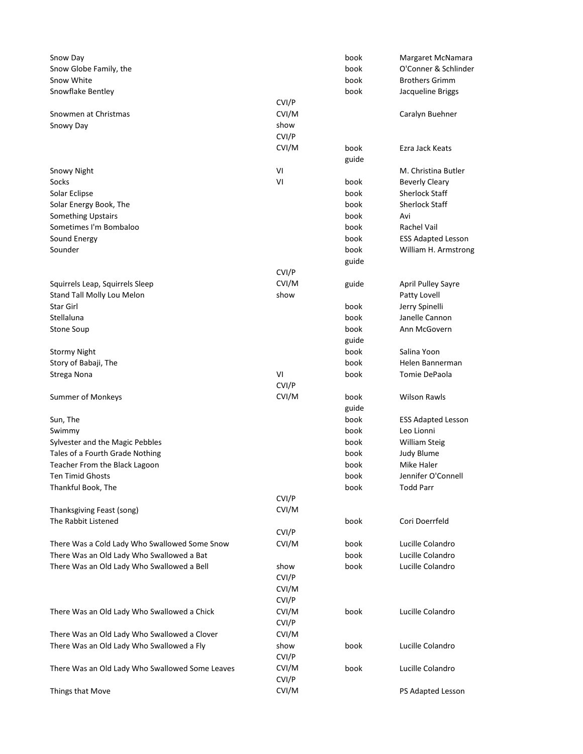| | | | |
|---|---|---|---|
| Snow Day | | book | Margaret McNamara |
| Snow Globe Family, the | | book | O'Conner & Schlinder |
| Snow White | | book | Brothers Grimm |
| Snowflake Bentley | | book | Jacqueline Briggs |
| | CVI/P | | |
| Snowmen at Christmas | CVI/M | | Caralyn Buehner |
| Snowy Day | show | | |
| | CVI/P | | |
| | CVI/M | book | Ezra Jack Keats |
| | | guide | |
| Snowy Night | VI | | M. Christina Butler |
| Socks | VI | book | Beverly Cleary |
| Solar Eclipse | | book | Sherlock Staff |
| Solar Energy Book, The | | book | Sherlock Staff |
| Something Upstairs | | book | Avi |
| Sometimes I'm Bombaloo | | book | Rachel Vail |
| Sound Energy | | book | ESS Adapted Lesson |
| Sounder | | book | William H. Armstrong |
| | | guide | |
| | CVI/P | | |
| Squirrels Leap, Squirrels Sleep | CVI/M | guide | April Pulley Sayre |
| Stand Tall Molly Lou Melon | show | | Patty Lovell |
| Star Girl | | book | Jerry Spinelli |
| Stellaluna | | book | Janelle Cannon |
| Stone Soup | | book | Ann McGovern |
| | | guide | |
| Stormy Night | | book | Salina Yoon |
| Story of Babaji, The | | book | Helen Bannerman |
| Strega Nona | VI | book | Tomie DePaola |
| | CVI/P | | |
| Summer of Monkeys | CVI/M | book | Wilson Rawls |
| | | guide | |
| Sun, The | | book | ESS Adapted Lesson |
| Swimmy | | book | Leo Lionni |
| Sylvester and the Magic Pebbles | | book | William Steig |
| Tales of a Fourth Grade Nothing | | book | Judy Blume |
| Teacher From the Black Lagoon | | book | Mike Haler |
| Ten Timid Ghosts | | book | Jennifer O'Connell |
| Thankful Book, The | | book | Todd Parr |
| | CVI/P | | |
| Thanksgiving Feast (song) | CVI/M | | |
| The Rabbit Listened | | book | Cori Doerrfeld |
| | CVI/P | | |
| There Was a Cold Lady Who Swallowed Some Snow | CVI/M | book | Lucille Colandro |
| There Was an Old Lady Who Swallowed a Bat | | book | Lucille Colandro |
| There Was an Old Lady Who Swallowed a Bell | show | book | Lucille Colandro |
| | CVI/P | | |
| | CVI/M | | |
| | CVI/P | | |
| There Was an Old Lady Who Swallowed a Chick | CVI/M | book | Lucille Colandro |
| | CVI/P | | |
| There Was an Old Lady Who Swallowed a Clover | CVI/M | | |
| There Was an Old Lady Who Swallowed a Fly | show | book | Lucille Colandro |
| | CVI/P | | |
| There Was an Old Lady Who Swallowed Some Leaves | CVI/M | book | Lucille Colandro |
| | CVI/P | | |
| Things that Move | CVI/M | | PS Adapted Lesson |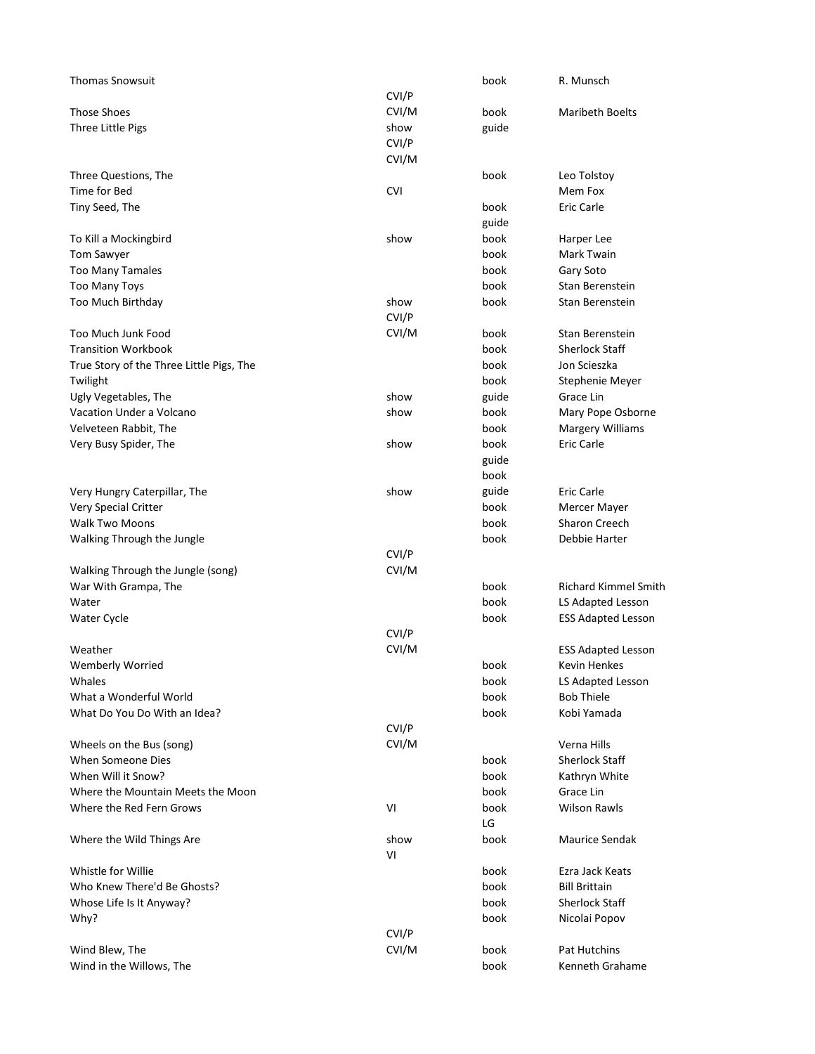| | | | |
|---|---|---|---|
| Thomas Snowsuit | | book | R. Munsch |
| | CVI/P | | |
| Those Shoes | CVI/M | book | Maribeth Boelts |
| Three Little Pigs | show | guide | |
| | CVI/P | | |
| | CVI/M | | |
| Three Questions, The | | book | Leo Tolstoy |
| Time for Bed | CVI | | Mem Fox |
| Tiny Seed, The | | book | Eric Carle |
| | | guide | |
| To Kill a Mockingbird | show | book | Harper Lee |
| Tom Sawyer | | book | Mark Twain |
| Too Many Tamales | | book | Gary Soto |
| Too Many Toys | | book | Stan Berenstein |
| Too Much Birthday | show | book | Stan Berenstein |
| | CVI/P | | |
| Too Much Junk Food | CVI/M | book | Stan Berenstein |
| Transition Workbook | | book | Sherlock Staff |
| True Story of the Three Little Pigs, The | | book | Jon Scieszka |
| Twilight | | book | Stephenie Meyer |
| Ugly Vegetables, The | show | guide | Grace Lin |
| Vacation Under a Volcano | show | book | Mary Pope Osborne |
| Velveteen Rabbit, The | | book | Margery Williams |
| Very Busy Spider, The | show | book | Eric Carle |
| | | guide | |
| | | book | |
| Very Hungry Caterpillar, The | show | guide | Eric Carle |
| Very Special Critter | | book | Mercer Mayer |
| Walk Two Moons | | book | Sharon Creech |
| Walking Through the Jungle | | book | Debbie Harter |
| | CVI/P | | |
| Walking Through the Jungle (song) | CVI/M | | |
| War With Grampa, The | | book | Richard Kimmel Smith |
| Water | | book | LS Adapted Lesson |
| Water Cycle | | book | ESS Adapted Lesson |
| | CVI/P | | |
| Weather | CVI/M | | ESS Adapted Lesson |
| Wemberly Worried | | book | Kevin Henkes |
| Whales | | book | LS Adapted Lesson |
| What a Wonderful World | | book | Bob Thiele |
| What Do You Do With an Idea? | | book | Kobi Yamada |
| | CVI/P | | |
| Wheels on the Bus (song) | CVI/M | | Verna Hills |
| When Someone Dies | | book | Sherlock Staff |
| When Will it Snow? | | book | Kathryn White |
| Where the Mountain Meets the Moon | | book | Grace Lin |
| Where the Red Fern Grows | VI | book | Wilson Rawls |
| | | LG | |
| Where the Wild Things Are | show | book | Maurice Sendak |
| | VI | | |
| Whistle for Willie | | book | Ezra Jack Keats |
| Who Knew There'd Be Ghosts? | | book | Bill Brittain |
| Whose Life Is It Anyway? | | book | Sherlock Staff |
| Why? | | book | Nicolai Popov |
| | CVI/P | | |
| Wind Blew, The | CVI/M | book | Pat Hutchins |
| Wind in the Willows, The | | book | Kenneth Grahame |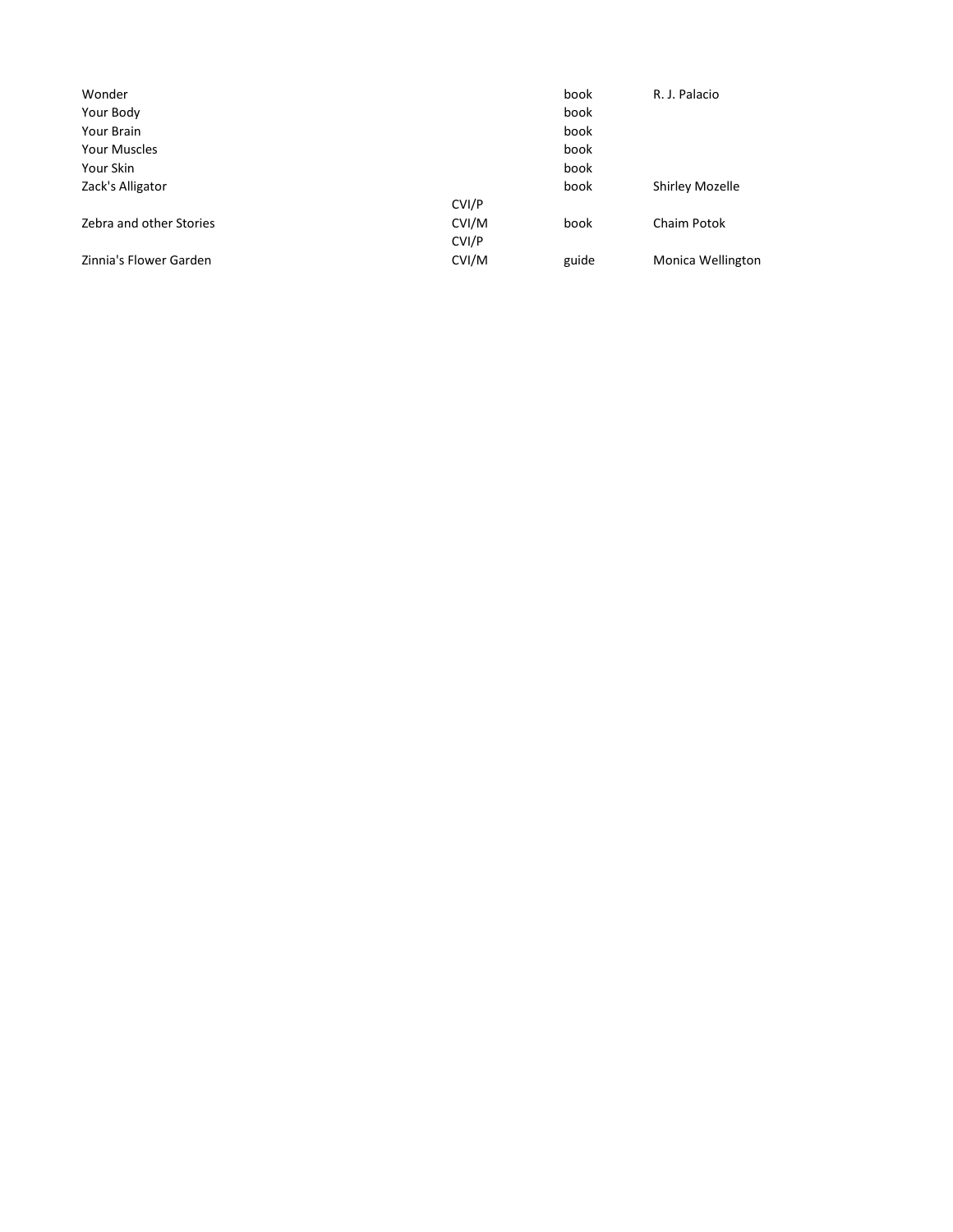| | | | |
|---|---|---|---|
| Wonder | | book | R. J. Palacio |
| Your Body | | book | |
| Your Brain | | book | |
| Your Muscles | | book | |
| Your Skin | | book | |
| Zack's Alligator | | book | Shirley Mozelle |
| | CVI/P | | |
| Zebra and other Stories | CVI/M | book | Chaim Potok |
| | CVI/P | | |
| Zinnia's Flower Garden | CVI/M | guide | Monica Wellington |